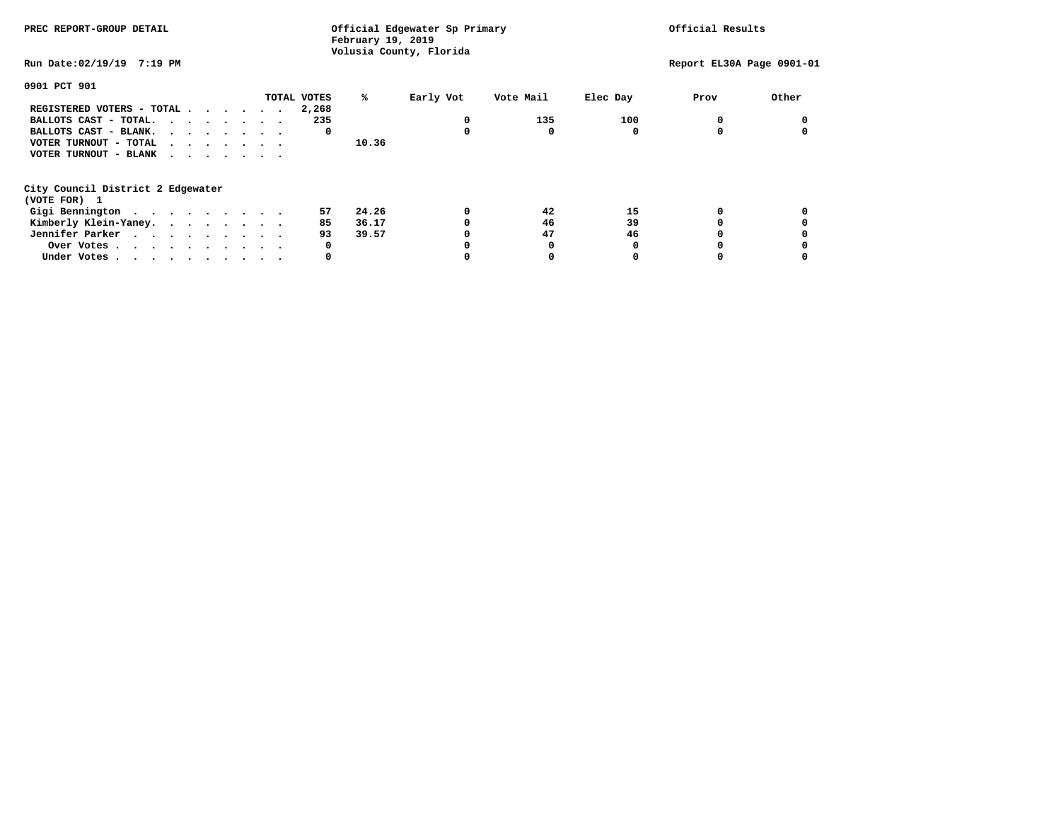PREC REPORT-GROUP DETAIL

Official Edgewater Sp Primary
February 19, 2019
Volusia County, Florida

Official Results

Run Date:02/19/19 7:19 PM

Report EL30A Page 0901-01

**0901 PCT 901**

| | TOTAL VOTES | % | Early Vot | Vote Mail | Elec Day | Prov | Other |
|---|---|---|---|---|---|---|---|
| REGISTERED VOTERS - TOTAL | 2,268 | | | | | | |
| BALLOTS CAST - TOTAL. | 235 | | 0 | 135 | 100 | 0 | 0 |
| BALLOTS CAST - BLANK. | 0 | | 0 | 0 | 0 | 0 | 0 |
| VOTER TURNOUT - TOTAL | | 10.36 | | | | | |
| VOTER TURNOUT - BLANK | | | | | | | |

**City Council District 2 Edgewater**
**(VOTE FOR) 1**

| | TOTAL VOTES | % | Early Vot | Vote Mail | Elec Day | Prov | Other |
|---|---|---|---|---|---|---|---|
| Gigi Bennington | 57 | 24.26 | 0 | 42 | 15 | 0 | 0 |
| Kimberly Klein-Yaney. | 85 | 36.17 | 0 | 46 | 39 | 0 | 0 |
| Jennifer Parker | 93 | 39.57 | 0 | 47 | 46 | 0 | 0 |
| Over Votes | 0 | | 0 | 0 | 0 | 0 | 0 |
| Under Votes | 0 | | 0 | 0 | 0 | 0 | 0 |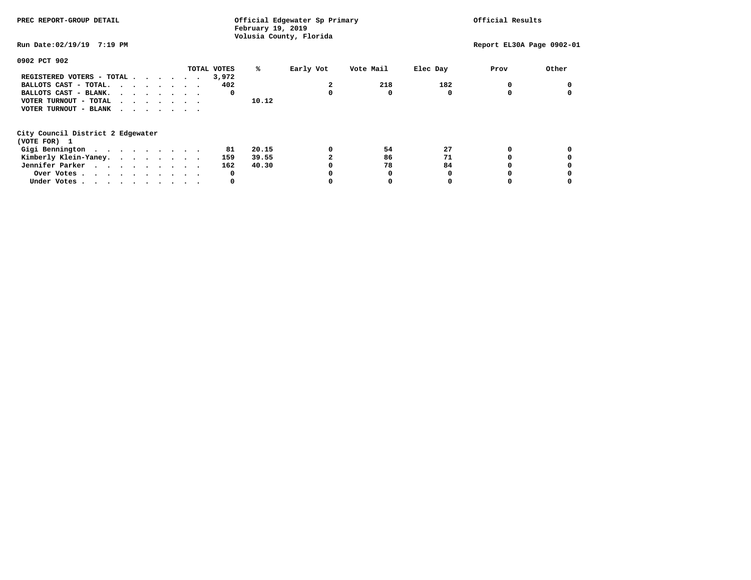PREC REPORT-GROUP DETAIL

Official Edgewater Sp Primary
February 19, 2019
Volusia County, Florida

Official Results

Run Date:02/19/19 7:19 PM

Report EL30A Page 0902-01

## 0902 PCT 902

| | TOTAL VOTES | % | Early Vot | Vote Mail | Elec Day | Prov | Other |
|---|---|---|---|---|---|---|---|
| REGISTERED VOTERS - TOTAL | 3,972 | | | | | | |
| BALLOTS CAST - TOTAL. | 402 | | 2 | 218 | 182 | 0 | 0 |
| BALLOTS CAST - BLANK. | 0 | | 0 | 0 | 0 | 0 | 0 |
| VOTER TURNOUT - TOTAL | | 10.12 | | | | | |
| VOTER TURNOUT - BLANK | | | | | | | |

### City Council District 2 Edgewater
(VOTE FOR) 1

| | TOTAL VOTES | % | Early Vot | Vote Mail | Elec Day | Prov | Other |
|---|---|---|---|---|---|---|---|
| Gigi Bennington | 81 | 20.15 | 0 | 54 | 27 | 0 | 0 |
| Kimberly Klein-Yaney. | 159 | 39.55 | 2 | 86 | 71 | 0 | 0 |
| Jennifer Parker | 162 | 40.30 | 0 | 78 | 84 | 0 | 0 |
| Over Votes | 0 | | 0 | 0 | 0 | 0 | 0 |
| Under Votes | 0 | | 0 | 0 | 0 | 0 | 0 |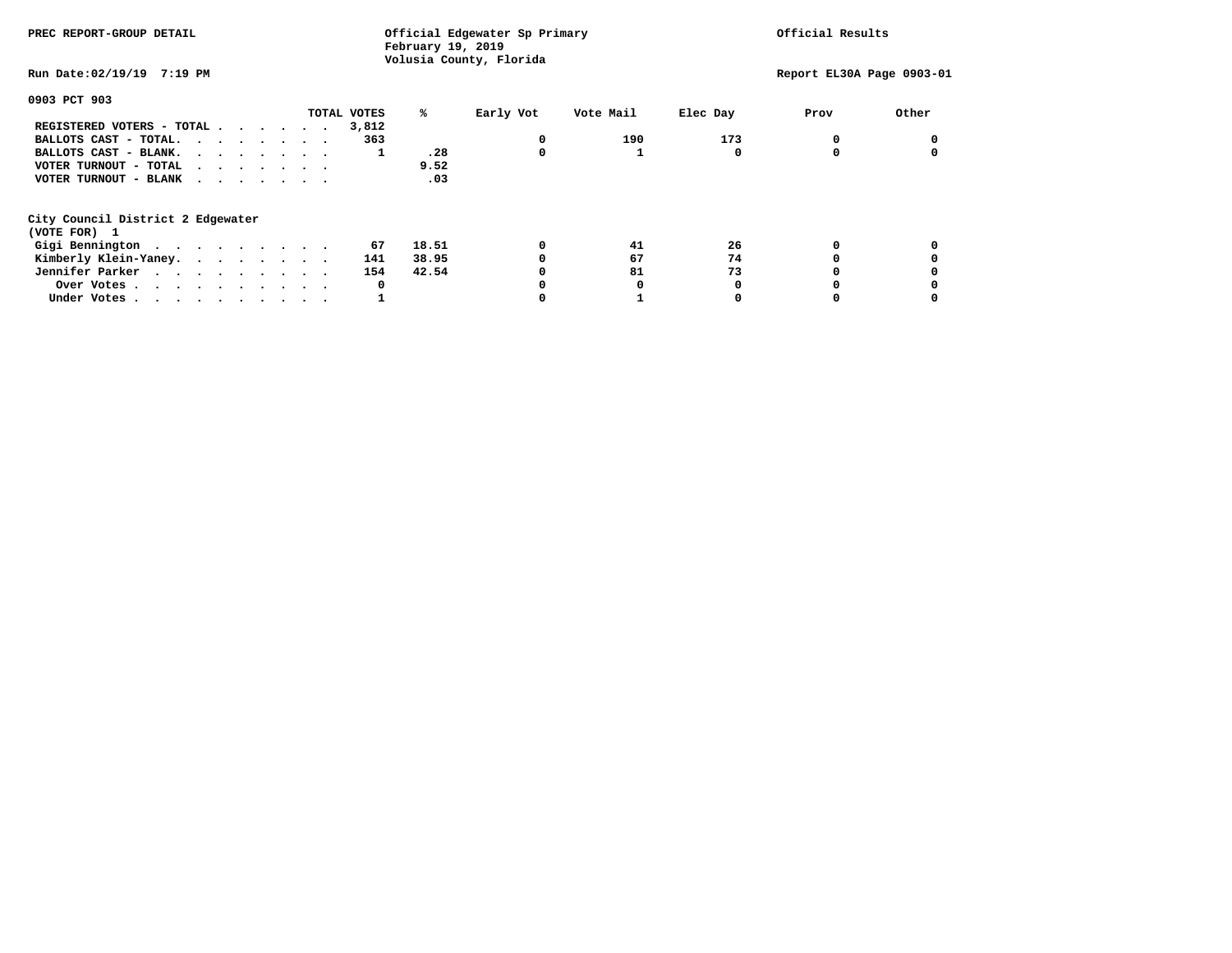PREC REPORT-GROUP DETAIL

Official Edgewater Sp Primary
February 19, 2019
Volusia County, Florida

Official Results

Run Date:02/19/19 7:19 PM

Report EL30A Page 0903-01

## 0903 PCT 903

| | TOTAL VOTES | % | Early Vot | Vote Mail | Elec Day | Prov | Other |
|---|---|---|---|---|---|---|---|
| REGISTERED VOTERS - TOTAL | 3,812 | | | | | | |
| BALLOTS CAST - TOTAL. | 363 | | 0 | 190 | 173 | 0 | 0 |
| BALLOTS CAST - BLANK. | 1 | .28 | 0 | 1 | 0 | 0 | 0 |
| VOTER TURNOUT - TOTAL | | 9.52 | | | | | |
| VOTER TURNOUT - BLANK | | .03 | | | | | |

### City Council District 2 Edgewater
(VOTE FOR) 1

| | TOTAL VOTES | % | Early Vot | Vote Mail | Elec Day | Prov | Other |
|---|---|---|---|---|---|---|---|
| Gigi Bennington | 67 | 18.51 | 0 | 41 | 26 | 0 | 0 |
| Kimberly Klein-Yaney. | 141 | 38.95 | 0 | 67 | 74 | 0 | 0 |
| Jennifer Parker | 154 | 42.54 | 0 | 81 | 73 | 0 | 0 |
| Over Votes | 0 | | 0 | 0 | 0 | 0 | 0 |
| Under Votes | 1 | | 0 | 1 | 0 | 0 | 0 |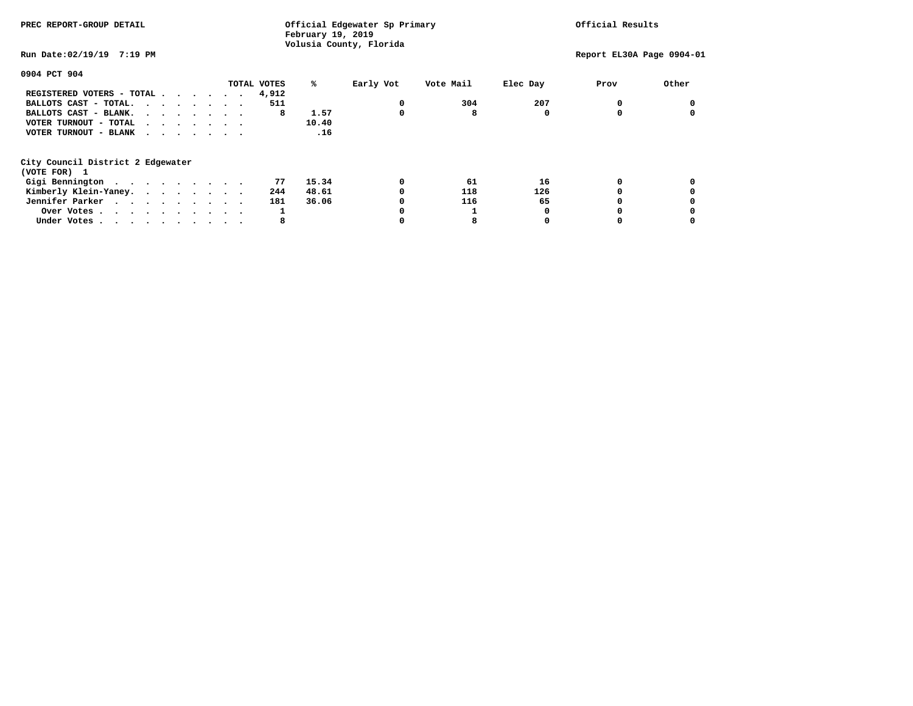PREC REPORT-GROUP DETAIL

**Official Edgewater Sp Primary**
February 19, 2019
Volusia County, Florida

Official Results

Run Date:02/19/19 7:19 PM

Report EL30A Page 0904-01

## 0904 PCT 904

| | TOTAL VOTES | % | Early Vot | Vote Mail | Elec Day | Prov | Other |
|---|---|---|---|---|---|---|---|
| REGISTERED VOTERS - TOTAL | 4,912 | | | | | | |
| BALLOTS CAST - TOTAL. | 511 | | 0 | 304 | 207 | 0 | 0 |
| BALLOTS CAST - BLANK. | 8 | 1.57 | 0 | 8 | 0 | 0 | 0 |
| VOTER TURNOUT - TOTAL | | 10.40 | | | | | |
| VOTER TURNOUT - BLANK | | .16 | | | | | |

### City Council District 2 Edgewater
(VOTE FOR) 1

| | TOTAL VOTES | % | Early Vot | Vote Mail | Elec Day | Prov | Other |
|---|---|---|---|---|---|---|---|
| Gigi Bennington | 77 | 15.34 | 0 | 61 | 16 | 0 | 0 |
| Kimberly Klein-Yaney. | 244 | 48.61 | 0 | 118 | 126 | 0 | 0 |
| Jennifer Parker | 181 | 36.06 | 0 | 116 | 65 | 0 | 0 |
| Over Votes | 1 | | 0 | 1 | 0 | 0 | 0 |
| Under Votes | 8 | | 0 | 8 | 0 | 0 | 0 |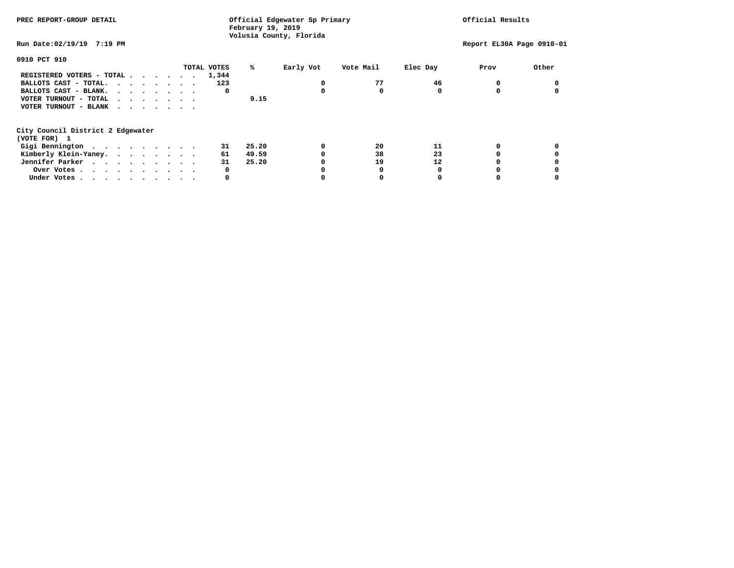PREC REPORT-GROUP DETAIL

**Official Edgewater Sp Primary**
**February 19, 2019**
**Volusia County, Florida**

Official Results

Run Date:02/19/19 7:19 PM

Report EL30A Page 0910-01

## 0910 PCT 910

| | TOTAL VOTES | % | Early Vot | Vote Mail | Elec Day | Prov | Other |
|---|---|---|---|---|---|---|---|
| REGISTERED VOTERS - TOTAL | 1,344 | | | | | | |
| BALLOTS CAST - TOTAL. | 123 | | 0 | 77 | 46 | 0 | 0 |
| BALLOTS CAST - BLANK. | 0 | | 0 | 0 | 0 | 0 | 0 |
| VOTER TURNOUT - TOTAL | | 9.15 | | | | | |
| VOTER TURNOUT - BLANK | | | | | | | |

### City Council District 2 Edgewater
(VOTE FOR) 1

| | TOTAL VOTES | % | Early Vot | Vote Mail | Elec Day | Prov | Other |
|---|---|---|---|---|---|---|---|
| Gigi Bennington | 31 | 25.20 | 0 | 20 | 11 | 0 | 0 |
| Kimberly Klein-Yaney. | 61 | 49.59 | 0 | 38 | 23 | 0 | 0 |
| Jennifer Parker | 31 | 25.20 | 0 | 19 | 12 | 0 | 0 |
| Over Votes | 0 | | 0 | 0 | 0 | 0 | 0 |
| Under Votes | 0 | | 0 | 0 | 0 | 0 | 0 |